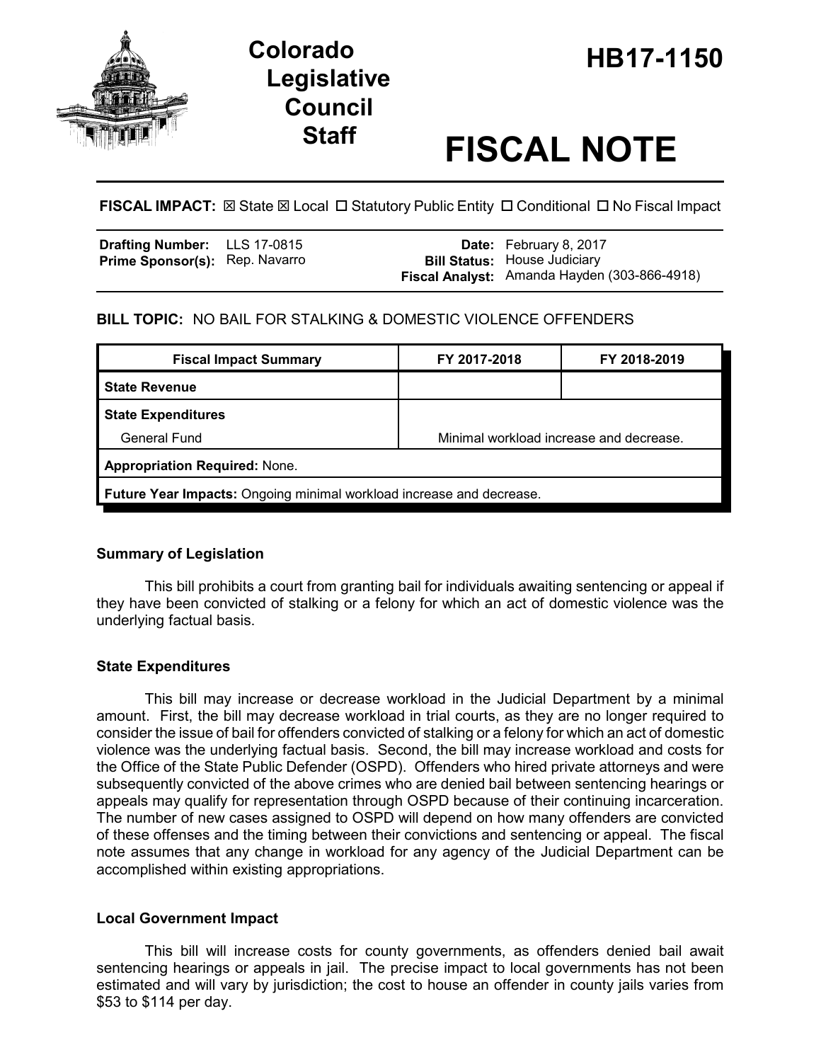# Colorado Legislative Council Staff

# HB17-1150

# FISCAL NOTE

**FISCAL IMPACT:** ☒ State ☒ Local ☐ Statutory Public Entity ☐ Conditional ☐ No Fiscal Impact

| | | | |
|---|---|---|---|
| **Drafting Number:** | LLS 17-0815 | **Date:** | February 8, 2017 |
| **Prime Sponsor(s):** | Rep. Navarro | **Bill Status:** | House Judiciary |
| | | **Fiscal Analyst:** | Amanda Hayden (303-866-4918) |

**BILL TOPIC:** NO BAIL FOR STALKING & DOMESTIC VIOLENCE OFFENDERS

| Fiscal Impact Summary | FY 2017-2018 | FY 2018-2019 |
|---|---|---|
| **State Revenue** | | |
| **State Expenditures** | | |
| General Fund | Minimal workload increase and decrease. | |
| **Appropriation Required:** None. | | |
| **Future Year Impacts:** Ongoing minimal workload increase and decrease. | | |

### Summary of Legislation

This bill prohibits a court from granting bail for individuals awaiting sentencing or appeal if they have been convicted of stalking or a felony for which an act of domestic violence was the underlying factual basis.

### State Expenditures

This bill may increase or decrease workload in the Judicial Department by a minimal amount. First, the bill may decrease workload in trial courts, as they are no longer required to consider the issue of bail for offenders convicted of stalking or a felony for which an act of domestic violence was the underlying factual basis. Second, the bill may increase workload and costs for the Office of the State Public Defender (OSPD). Offenders who hired private attorneys and were subsequently convicted of the above crimes who are denied bail between sentencing hearings or appeals may qualify for representation through OSPD because of their continuing incarceration. The number of new cases assigned to OSPD will depend on how many offenders are convicted of these offenses and the timing between their convictions and sentencing or appeal. The fiscal note assumes that any change in workload for any agency of the Judicial Department can be accomplished within existing appropriations.

### Local Government Impact

This bill will increase costs for county governments, as offenders denied bail await sentencing hearings or appeals in jail. The precise impact to local governments has not been estimated and will vary by jurisdiction; the cost to house an offender in county jails varies from $53 to $114 per day.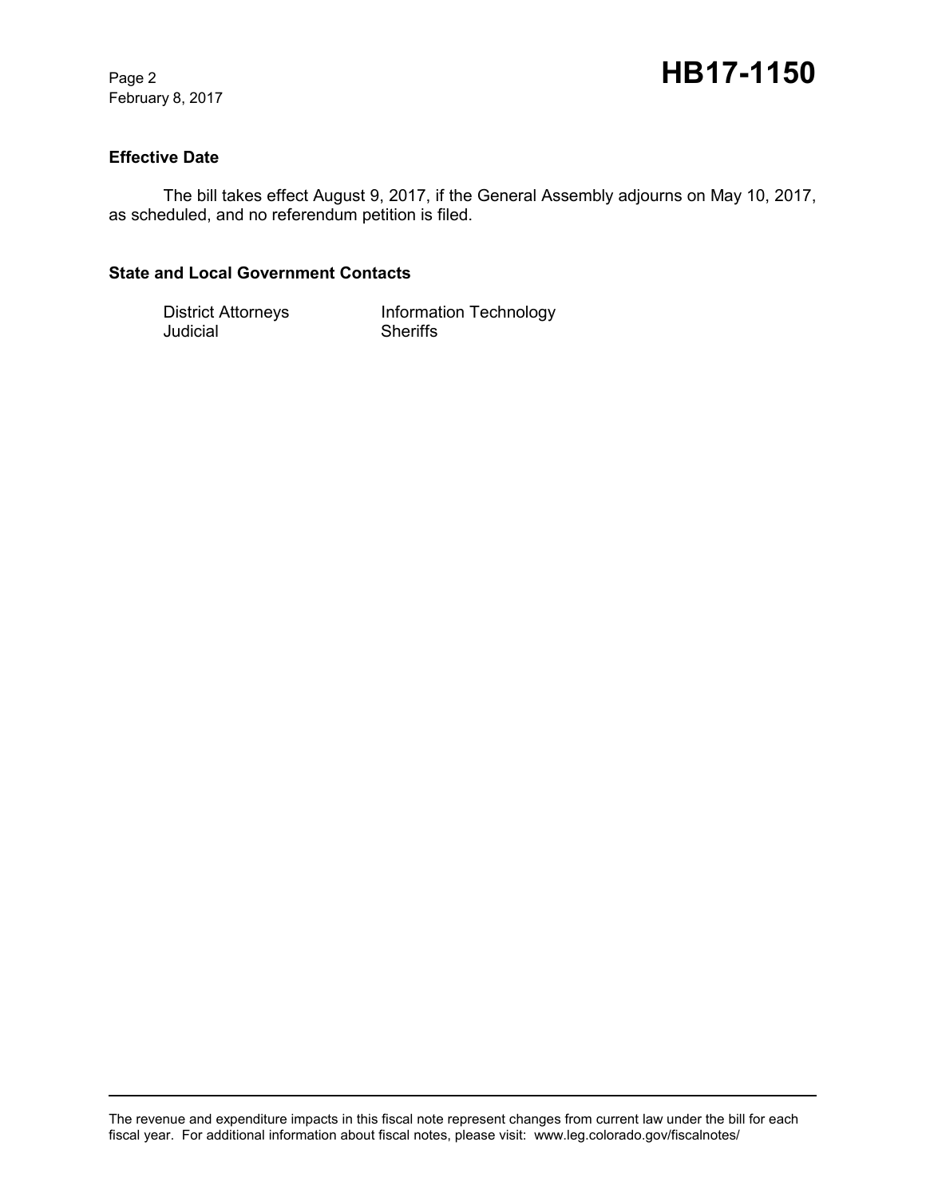## Effective Date

The bill takes effect August 9, 2017, if the General Assembly adjourns on May 10, 2017, as scheduled, and no referendum petition is filed.

## State and Local Government Contacts

| | |
|---|---|
| District Attorneys | Information Technology |
| Judicial | Sheriffs |

The revenue and expenditure impacts in this fiscal note represent changes from current law under the bill for each fiscal year. For additional information about fiscal notes, please visit: www.leg.colorado.gov/fiscalnotes/